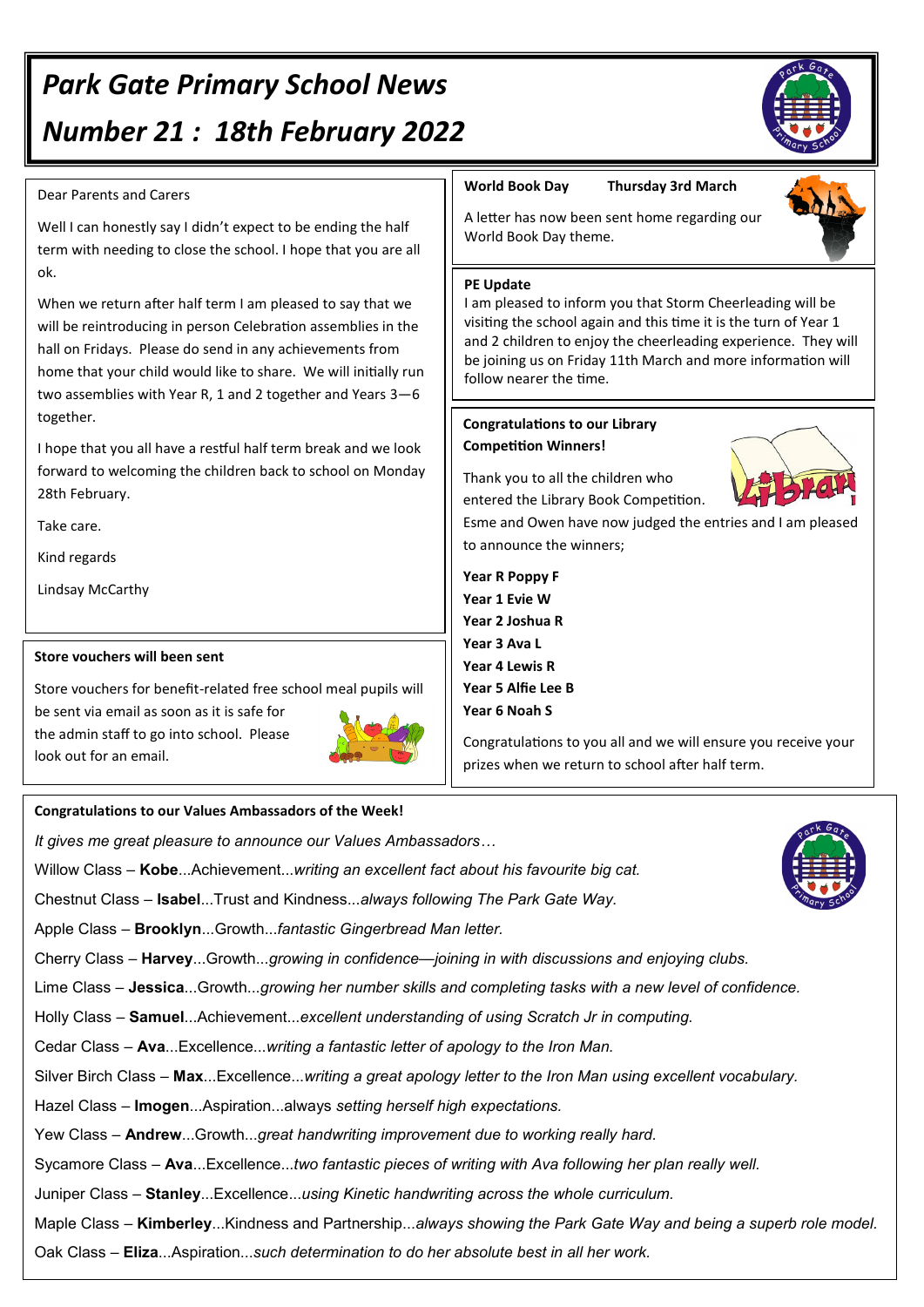# Park Gate Primary School News

# Number 21 : 18th February 2022

Dear Parents and Carers

Well I can honestly say I didn't expect to be ending the half term with needing to close the school. I hope that you are all ok.

When we return after half term I am pleased to say that we will be reintroducing in person Celebration assemblies in the hall on Fridays. Please do send in any achievements from home that your child would like to share. We will initially run two assemblies with Year R, 1 and 2 together and Years 3—6 together.

I hope that you all have a restful half term break and we look forward to welcoming the children back to school on Monday 28th February.

Take care.

Kind regards

Lindsay McCarthy

**Store vouchers will been sent**

Store vouchers for benefit-related free school meal pupils will be sent via email as soon as it is safe for the admin staff to go into school. Please look out for an email.

**World Book Day Thursday 3rd March**

A letter has now been sent home regarding our World Book Day theme.

**PE Update**

I am pleased to inform you that Storm Cheerleading will be visiting the school again and this time it is the turn of Year 1 and 2 children to enjoy the cheerleading experience. They will be joining us on Friday 11th March and more information will follow nearer the time.

**Congratulations to our Library Competition Winners!**

Thank you to all the children who entered the Library Book Competition. Esme and Owen have now judged the entries and I am pleased to announce the winners;

**Year R Poppy F**
**Year 1 Evie W**
**Year 2 Joshua R**
**Year 3 Ava L**
**Year 4 Lewis R**
**Year 5 Alfie Lee B**
**Year 6 Noah S**

Congratulations to you all and we will ensure you receive your prizes when we return to school after half term.

**Congratulations to our Values Ambassadors of the Week!**

*It gives me great pleasure to announce our Values Ambassadors…*

Willow Class – **Kobe**...Achievement...*writing an excellent fact about his favourite big cat.*

Chestnut Class – **Isabel**...Trust and Kindness...*always following The Park Gate Way.*

Apple Class – **Brooklyn**...Growth...*fantastic Gingerbread Man letter.*

Cherry Class – **Harvey**...Growth...*growing in confidence—joining in with discussions and enjoying clubs.*

Lime Class – **Jessica**...Growth...*growing her number skills and completing tasks with a new level of confidence.*

Holly Class – **Samuel**...Achievement...*excellent understanding of using Scratch Jr in computing.*

Cedar Class – **Ava**...Excellence...*writing a fantastic letter of apology to the Iron Man.*

Silver Birch Class – **Max**...Excellence...*writing a great apology letter to the Iron Man using excellent vocabulary.*

Hazel Class – **Imogen**...Aspiration...always *setting herself high expectations.*

Yew Class – **Andrew**...Growth...*great handwriting improvement due to working really hard.*

Sycamore Class – **Ava**...Excellence...*two fantastic pieces of writing with Ava following her plan really well.*

Juniper Class – **Stanley**...Excellence...*using Kinetic handwriting across the whole curriculum.*

Maple Class – **Kimberley**...Kindness and Partnership...*always showing the Park Gate Way and being a superb role model.*

Oak Class – **Eliza**...Aspiration...*such determination to do her absolute best in all her work.*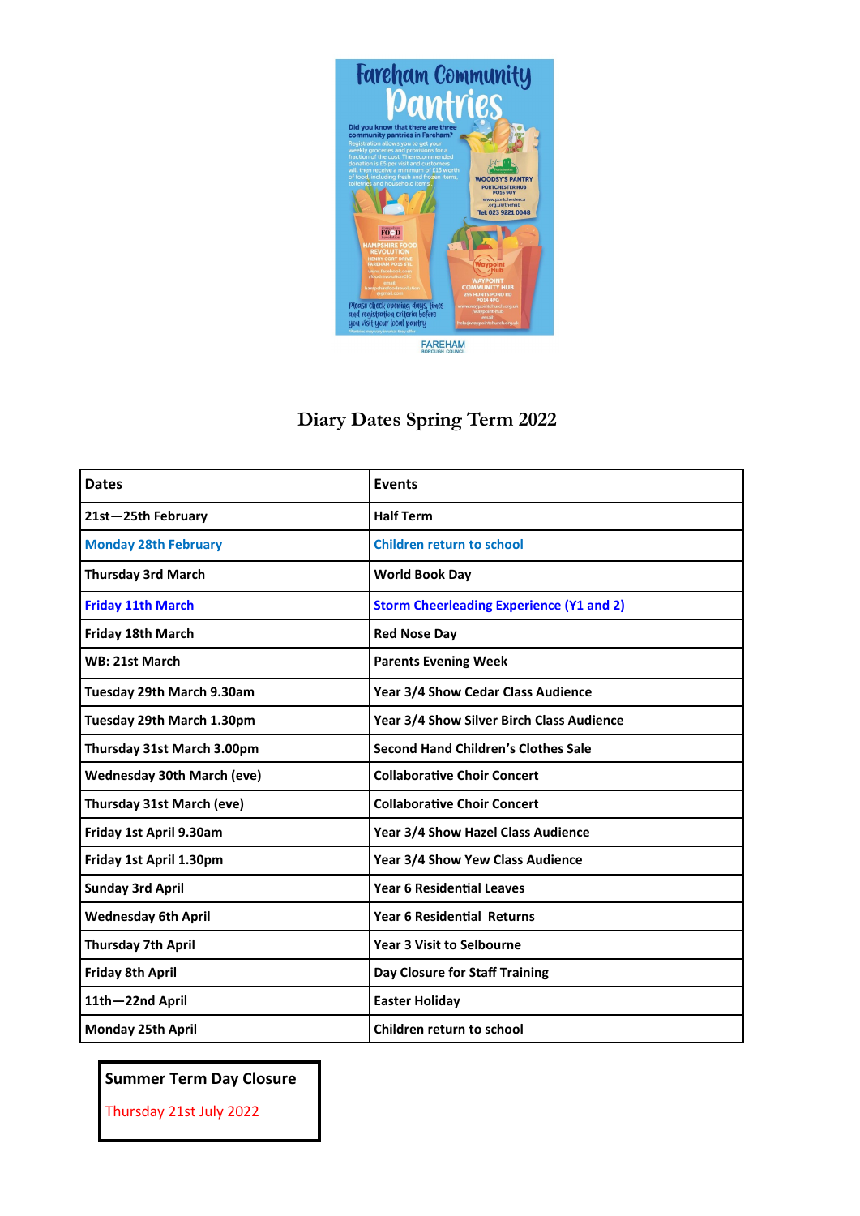# Fareham Community Pantries

Did you know that there are three community pantries in Fareham?

Registration allows you to get your weekly groceries and provisions for a fraction of the cost. The recommended donation is £5 per visit and customers will then receive a minimum of £15 worth of food, including fresh and frozen items, toiletries and household items*

**WOODSY'S PANTRY**
PORTCHESTER HUB
PO16 9UY
www.portchesterca.org.uk/thehub
Tel: 023 9221 0048

**HAMPSHIRE FOOD REVOLUTION**
HENRY CORT DRIVE
FAREHAM PO15 6TL
www.facebook.com/foodrevolutionCIC
email: hampshirefoodrevolution@gmail.com

**WAYPOINT COMMUNITY HUB**
255 HUNTS POND RD
PO14 4PG
www.waypointchurch.org.uk/waypoint-hub
email: help@waypointchurch.org.uk

Please check opening days, times and registration criteria before you visit your local pantry

*Pantries may vary in what they offer

FAREHAM BOROUGH COUNCIL

## Diary Dates Spring Term 2022

| Dates | Events |
| --- | --- |
| 21st—25th February | Half Term |
| Monday 28th February | Children return to school |
| Thursday 3rd March | World Book Day |
| Friday 11th March | Storm Cheerleading Experience (Y1 and 2) |
| Friday 18th March | Red Nose Day |
| WB: 21st March | Parents Evening Week |
| Tuesday 29th March 9.30am | Year 3/4 Show Cedar Class Audience |
| Tuesday 29th March 1.30pm | Year 3/4 Show Silver Birch Class Audience |
| Thursday 31st March 3.00pm | Second Hand Children's Clothes Sale |
| Wednesday 30th March (eve) | Collaborative Choir Concert |
| Thursday 31st March (eve) | Collaborative Choir Concert |
| Friday 1st April 9.30am | Year 3/4 Show Hazel Class Audience |
| Friday 1st April 1.30pm | Year 3/4 Show Yew Class Audience |
| Sunday 3rd April | Year 6 Residential Leaves |
| Wednesday 6th April | Year 6 Residential Returns |
| Thursday 7th April | Year 3 Visit to Selbourne |
| Friday 8th April | Day Closure for Staff Training |
| 11th—22nd April | Easter Holiday |
| Monday 25th April | Children return to school |

**Summer Term Day Closure**

Thursday 21st July 2022